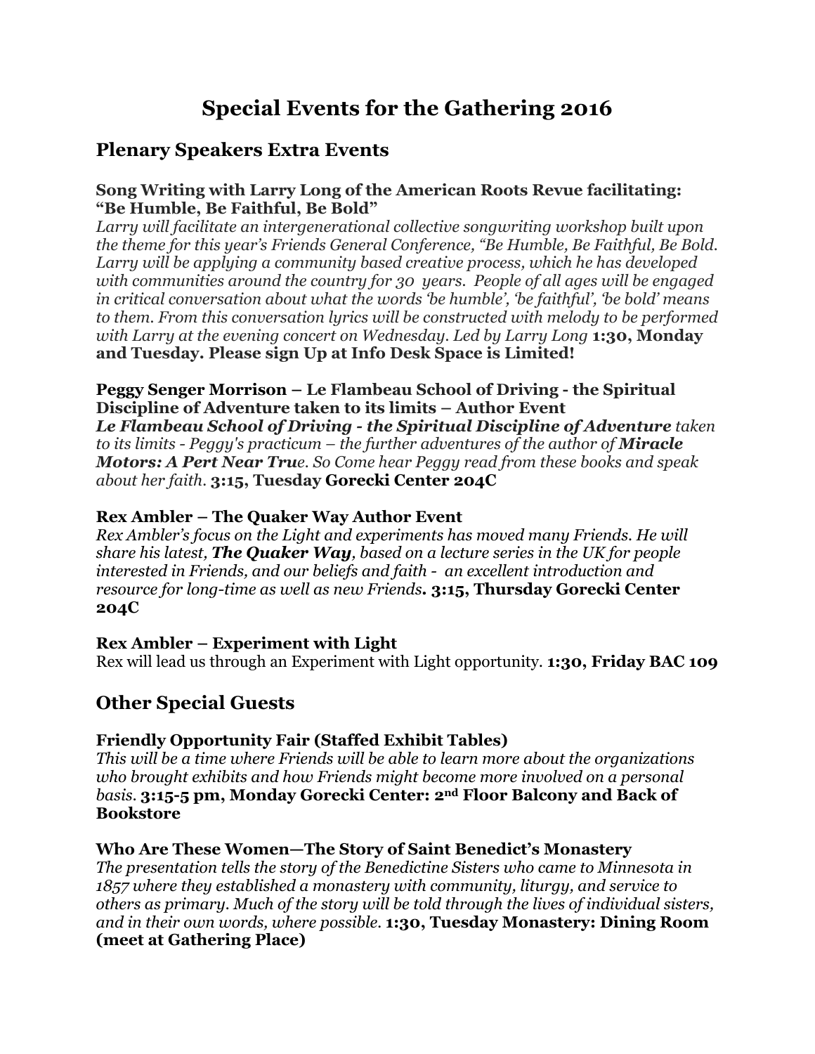# Special Events for the Gathering 2016

## Plenary Speakers Extra Events

**Song Writing with Larry Long of the American Roots Revue facilitating: "Be Humble, Be Faithful, Be Bold"**

*Larry will facilitate an intergenerational collective songwriting workshop built upon the theme for this year's Friends General Conference, "Be Humble, Be Faithful, Be Bold. Larry will be applying a community based creative process, which he has developed with communities around the country for 30 years. People of all ages will be engaged in critical conversation about what the words 'be humble', 'be faithful', 'be bold' means to them. From this conversation lyrics will be constructed with melody to be performed with Larry at the evening concert on Wednesday. Led by Larry Long* **1:30, Monday and Tuesday. Please sign Up at Info Desk Space is Limited!**

**Peggy Senger Morrison – Le Flambeau School of Driving - the Spiritual Discipline of Adventure taken to its limits – Author Event**

***Le Flambeau School of Driving - the Spiritual Discipline of Adventure*** *taken to its limits - Peggy's practicum – the further adventures of the author of* ***Miracle Motors: A Pert Near True****. So Come hear Peggy read from these books and speak about her faith.* **3:15, Tuesday Gorecki Center 204C**

**Rex Ambler – The Quaker Way Author Event**

*Rex Ambler's focus on the Light and experiments has moved many Friends. He will share his latest,* ***The Quaker Way****, based on a lecture series in the UK for people interested in Friends, and our beliefs and faith - an excellent introduction and resource for long-time as well as new Friends***. 3:15, Thursday Gorecki Center 204C**

**Rex Ambler – Experiment with Light**

Rex will lead us through an Experiment with Light opportunity. **1:30, Friday BAC 109**

## Other Special Guests

**Friendly Opportunity Fair (Staffed Exhibit Tables)**

*This will be a time where Friends will be able to learn more about the organizations who brought exhibits and how Friends might become more involved on a personal basis.* **3:15-5 pm, Monday Gorecki Center: 2nd Floor Balcony and Back of Bookstore**

**Who Are These Women—The Story of Saint Benedict's Monastery**

*The presentation tells the story of the Benedictine Sisters who came to Minnesota in 1857 where they established a monastery with community, liturgy, and service to others as primary. Much of the story will be told through the lives of individual sisters, and in their own words, where possible.* **1:30, Tuesday Monastery: Dining Room (meet at Gathering Place)**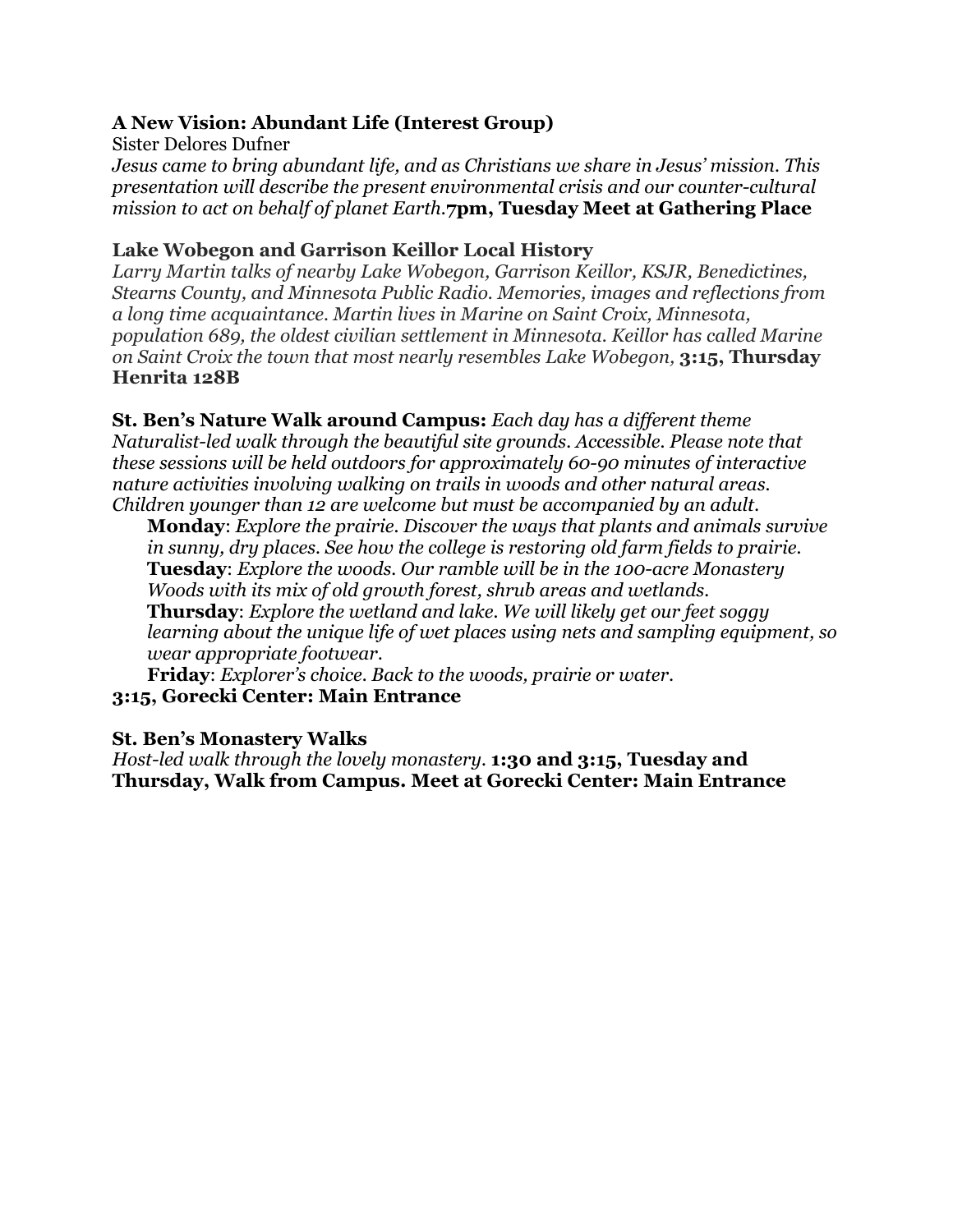**A New Vision: Abundant Life (Interest Group)**

Sister Delores Dufner

*Jesus came to bring abundant life, and as Christians we share in Jesus' mission. This presentation will describe the present environmental crisis and our counter-cultural mission to act on behalf of planet Earth.***7pm, Tuesday Meet at Gathering Place**

**Lake Wobegon and Garrison Keillor Local History**

*Larry Martin talks of nearby Lake Wobegon, Garrison Keillor, KSJR, Benedictines, Stearns County, and Minnesota Public Radio. Memories, images and reflections from a long time acquaintance. Martin lives in Marine on Saint Croix, Minnesota, population 689, the oldest civilian settlement in Minnesota. Keillor has called Marine on Saint Croix the town that most nearly resembles Lake Wobegon,* **3:15, Thursday Henrita 128B**

**St. Ben's Nature Walk around Campus:** *Each day has a different theme Naturalist-led walk through the beautiful site grounds. Accessible. Please note that these sessions will be held outdoors for approximately 60-90 minutes of interactive nature activities involving walking on trails in woods and other natural areas. Children younger than 12 are welcome but must be accompanied by an adult.*

- **Monday**: *Explore the prairie. Discover the ways that plants and animals survive in sunny, dry places. See how the college is restoring old farm fields to prairie.*
- **Tuesday**: *Explore the woods. Our ramble will be in the 100-acre Monastery Woods with its mix of old growth forest, shrub areas and wetlands.*
- **Thursday**: *Explore the wetland and lake. We will likely get our feet soggy learning about the unique life of wet places using nets and sampling equipment, so wear appropriate footwear.*
- **Friday**: *Explorer's choice. Back to the woods, prairie or water.*

**3:15, Gorecki Center: Main Entrance**

**St. Ben's Monastery Walks**

*Host-led walk through the lovely monastery.* **1:30 and 3:15, Tuesday and Thursday, Walk from Campus. Meet at Gorecki Center: Main Entrance**